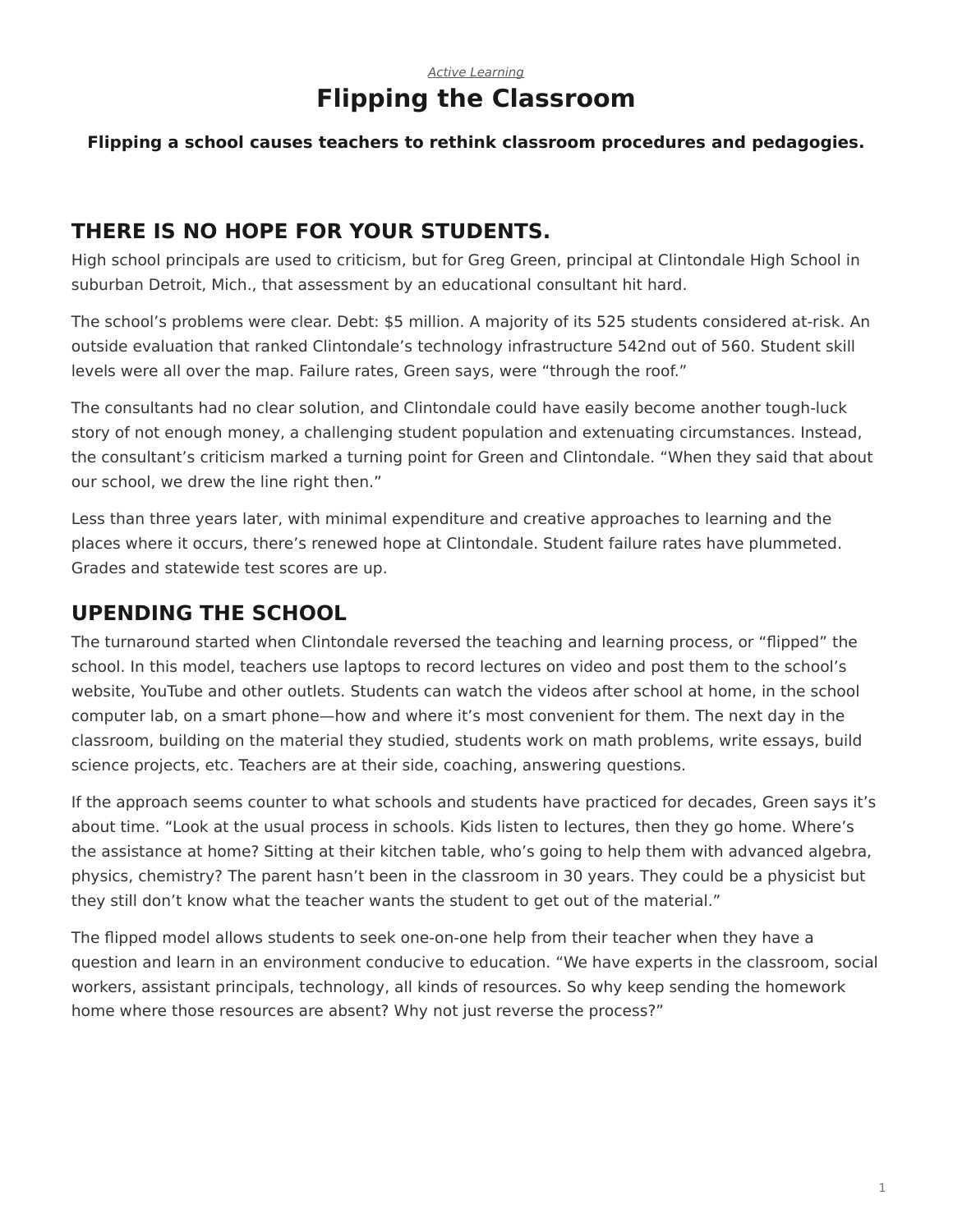*Active Learning*

# Flipping the Classroom

**Flipping a school causes teachers to rethink classroom procedures and pedagogies.**

## THERE IS NO HOPE FOR YOUR STUDENTS.

High school principals are used to criticism, but for Greg Green, principal at Clintondale High School in suburban Detroit, Mich., that assessment by an educational consultant hit hard.

The school's problems were clear. Debt: $5 million. A majority of its 525 students considered at-risk. An outside evaluation that ranked Clintondale's technology infrastructure 542nd out of 560. Student skill levels were all over the map. Failure rates, Green says, were "through the roof."

The consultants had no clear solution, and Clintondale could have easily become another tough-luck story of not enough money, a challenging student population and extenuating circumstances. Instead, the consultant's criticism marked a turning point for Green and Clintondale. "When they said that about our school, we drew the line right then."

Less than three years later, with minimal expenditure and creative approaches to learning and the places where it occurs, there's renewed hope at Clintondale. Student failure rates have plummeted. Grades and statewide test scores are up.

## UPENDING THE SCHOOL

The turnaround started when Clintondale reversed the teaching and learning process, or "flipped" the school. In this model, teachers use laptops to record lectures on video and post them to the school's website, YouTube and other outlets. Students can watch the videos after school at home, in the school computer lab, on a smart phone—how and where it's most convenient for them. The next day in the classroom, building on the material they studied, students work on math problems, write essays, build science projects, etc. Teachers are at their side, coaching, answering questions.

If the approach seems counter to what schools and students have practiced for decades, Green says it's about time. "Look at the usual process in schools. Kids listen to lectures, then they go home. Where's the assistance at home? Sitting at their kitchen table, who's going to help them with advanced algebra, physics, chemistry? The parent hasn't been in the classroom in 30 years. They could be a physicist but they still don't know what the teacher wants the student to get out of the material."

The flipped model allows students to seek one-on-one help from their teacher when they have a question and learn in an environment conducive to education. "We have experts in the classroom, social workers, assistant principals, technology, all kinds of resources. So why keep sending the homework home where those resources are absent? Why not just reverse the process?"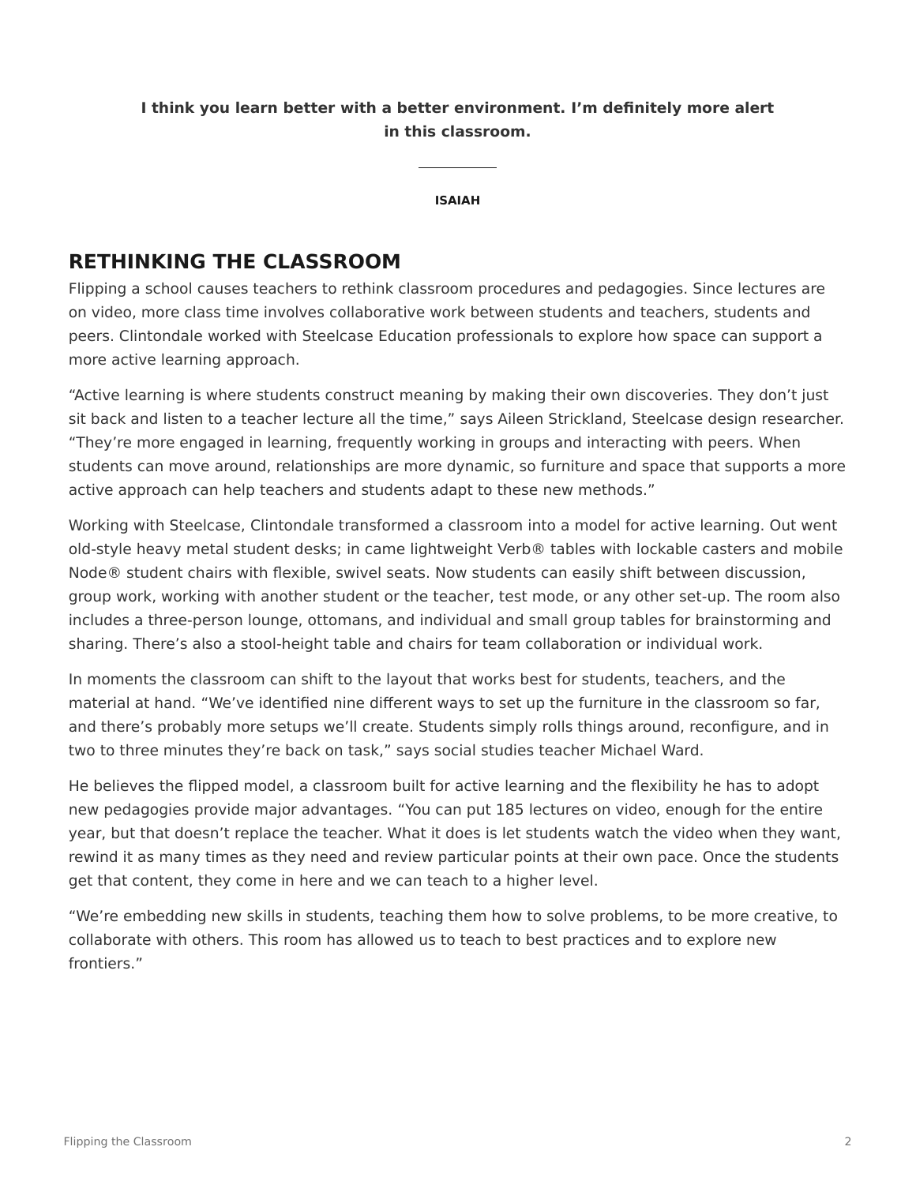**I think you learn better with a better environment. I'm definitely more alert in this classroom.**

**ISAIAH**

## RETHINKING THE CLASSROOM

Flipping a school causes teachers to rethink classroom procedures and pedagogies. Since lectures are on video, more class time involves collaborative work between students and teachers, students and peers. Clintondale worked with Steelcase Education professionals to explore how space can support a more active learning approach.

"Active learning is where students construct meaning by making their own discoveries. They don't just sit back and listen to a teacher lecture all the time," says Aileen Strickland, Steelcase design researcher. "They're more engaged in learning, frequently working in groups and interacting with peers. When students can move around, relationships are more dynamic, so furniture and space that supports a more active approach can help teachers and students adapt to these new methods."

Working with Steelcase, Clintondale transformed a classroom into a model for active learning. Out went old-style heavy metal student desks; in came lightweight Verb® tables with lockable casters and mobile Node® student chairs with flexible, swivel seats. Now students can easily shift between discussion, group work, working with another student or the teacher, test mode, or any other set-up. The room also includes a three-person lounge, ottomans, and individual and small group tables for brainstorming and sharing. There's also a stool-height table and chairs for team collaboration or individual work.

In moments the classroom can shift to the layout that works best for students, teachers, and the material at hand. "We've identified nine different ways to set up the furniture in the classroom so far, and there's probably more setups we'll create. Students simply rolls things around, reconfigure, and in two to three minutes they're back on task," says social studies teacher Michael Ward.

He believes the flipped model, a classroom built for active learning and the flexibility he has to adopt new pedagogies provide major advantages. "You can put 185 lectures on video, enough for the entire year, but that doesn't replace the teacher. What it does is let students watch the video when they want, rewind it as many times as they need and review particular points at their own pace. Once the students get that content, they come in here and we can teach to a higher level.

"We're embedding new skills in students, teaching them how to solve problems, to be more creative, to collaborate with others. This room has allowed us to teach to best practices and to explore new frontiers."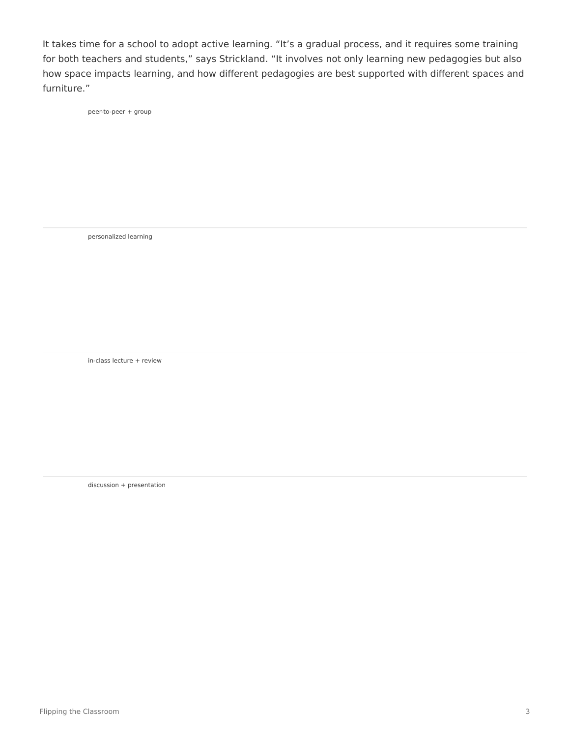It takes time for a school to adopt active learning. “It’s a gradual process, and it requires some training for both teachers and students,” says Strickland. “It involves not only learning new pedagogies but also how space impacts learning, and how different pedagogies are best supported with different spaces and furniture.”

peer-to-peer + group

personalized learning

in-class lecture + review

discussion + presentation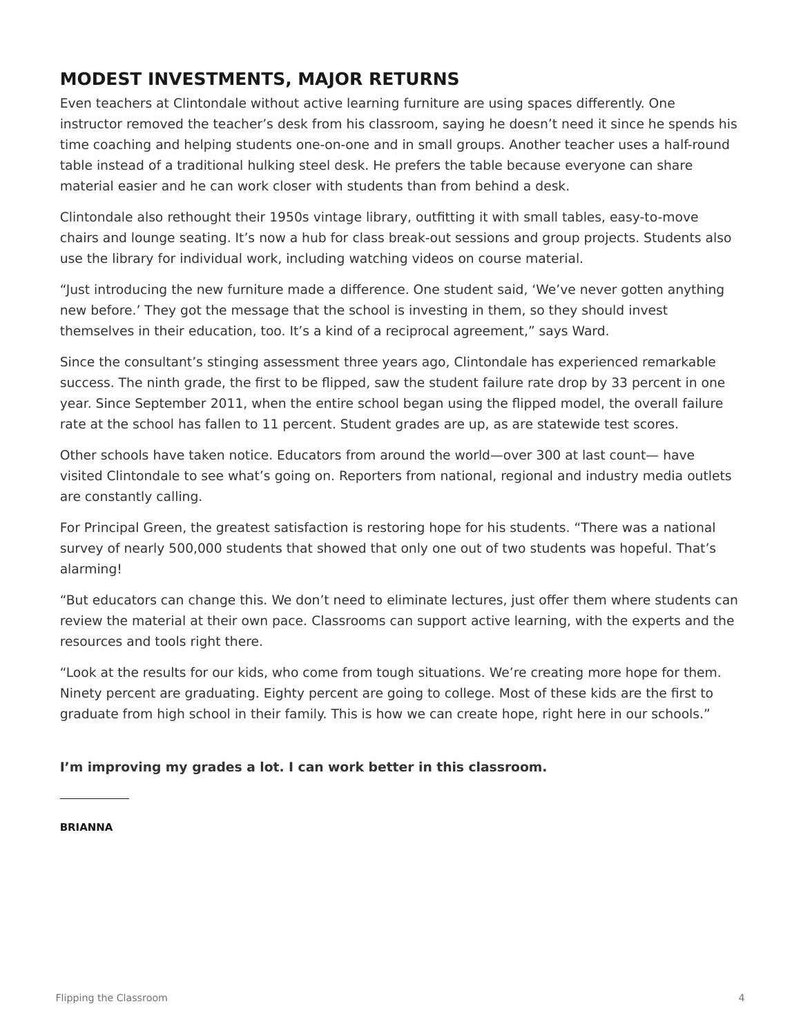## MODEST INVESTMENTS, MAJOR RETURNS

Even teachers at Clintondale without active learning furniture are using spaces differently. One instructor removed the teacher's desk from his classroom, saying he doesn't need it since he spends his time coaching and helping students one-on-one and in small groups. Another teacher uses a half-round table instead of a traditional hulking steel desk. He prefers the table because everyone can share material easier and he can work closer with students than from behind a desk.

Clintondale also rethought their 1950s vintage library, outfitting it with small tables, easy-to-move chairs and lounge seating. It's now a hub for class break-out sessions and group projects. Students also use the library for individual work, including watching videos on course material.

"Just introducing the new furniture made a difference. One student said, 'We've never gotten anything new before.' They got the message that the school is investing in them, so they should invest themselves in their education, too. It's a kind of a reciprocal agreement," says Ward.

Since the consultant's stinging assessment three years ago, Clintondale has experienced remarkable success. The ninth grade, the first to be flipped, saw the student failure rate drop by 33 percent in one year. Since September 2011, when the entire school began using the flipped model, the overall failure rate at the school has fallen to 11 percent. Student grades are up, as are statewide test scores.

Other schools have taken notice. Educators from around the world—over 300 at last count— have visited Clintondale to see what's going on. Reporters from national, regional and industry media outlets are constantly calling.

For Principal Green, the greatest satisfaction is restoring hope for his students. "There was a national survey of nearly 500,000 students that showed that only one out of two students was hopeful. That's alarming!

"But educators can change this. We don't need to eliminate lectures, just offer them where students can review the material at their own pace. Classrooms can support active learning, with the experts and the resources and tools right there.

"Look at the results for our kids, who come from tough situations. We're creating more hope for them. Ninety percent are graduating. Eighty percent are going to college. Most of these kids are the first to graduate from high school in their family. This is how we can create hope, right here in our schools."

**I'm improving my grades a lot. I can work better in this classroom.**

---

**BRIANNA**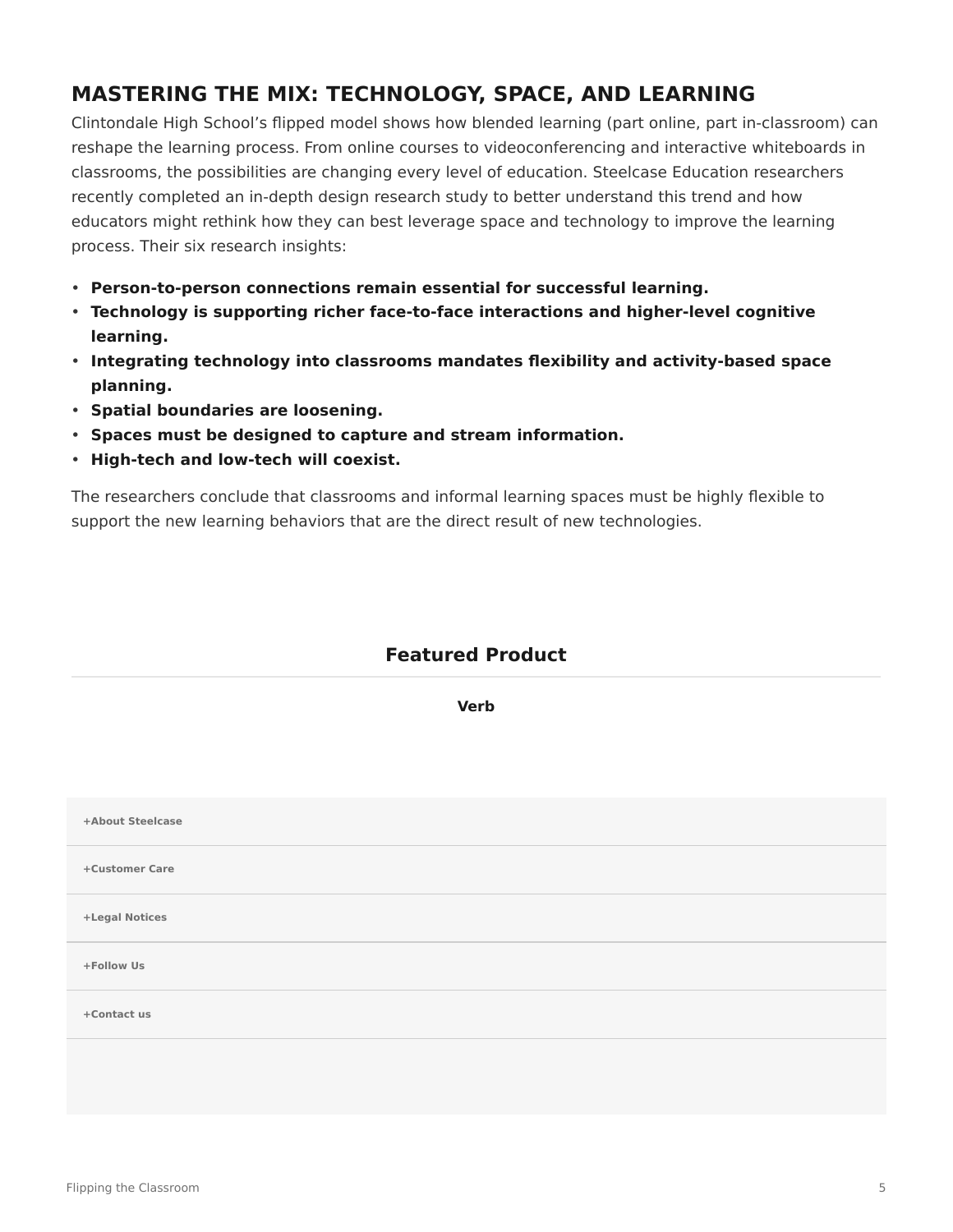## MASTERING THE MIX: TECHNOLOGY, SPACE, AND LEARNING

Clintondale High School's flipped model shows how blended learning (part online, part in-classroom) can reshape the learning process. From online courses to videoconferencing and interactive whiteboards in classrooms, the possibilities are changing every level of education. Steelcase Education researchers recently completed an in-depth design research study to better understand this trend and how educators might rethink how they can best leverage space and technology to improve the learning process. Their six research insights:

- **Person-to-person connections remain essential for successful learning.**
- **Technology is supporting richer face-to-face interactions and higher-level cognitive learning.**
- **Integrating technology into classrooms mandates flexibility and activity-based space planning.**
- **Spatial boundaries are loosening.**
- **Spaces must be designed to capture and stream information.**
- **High-tech and low-tech will coexist.**

The researchers conclude that classrooms and informal learning spaces must be highly flexible to support the new learning behaviors that are the direct result of new technologies.

### Featured Product

**Verb**

+About Steelcase

+Customer Care

+Legal Notices

+Follow Us

+Contact us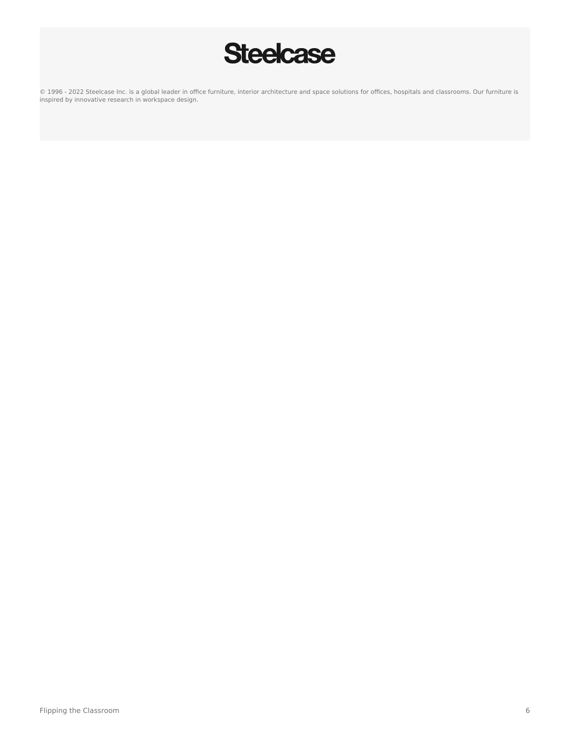# Steelcase

© 1996 - 2022 Steelcase Inc. is a global leader in office furniture, interior architecture and space solutions for offices, hospitals and classrooms. Our furniture is inspired by innovative research in workspace design.